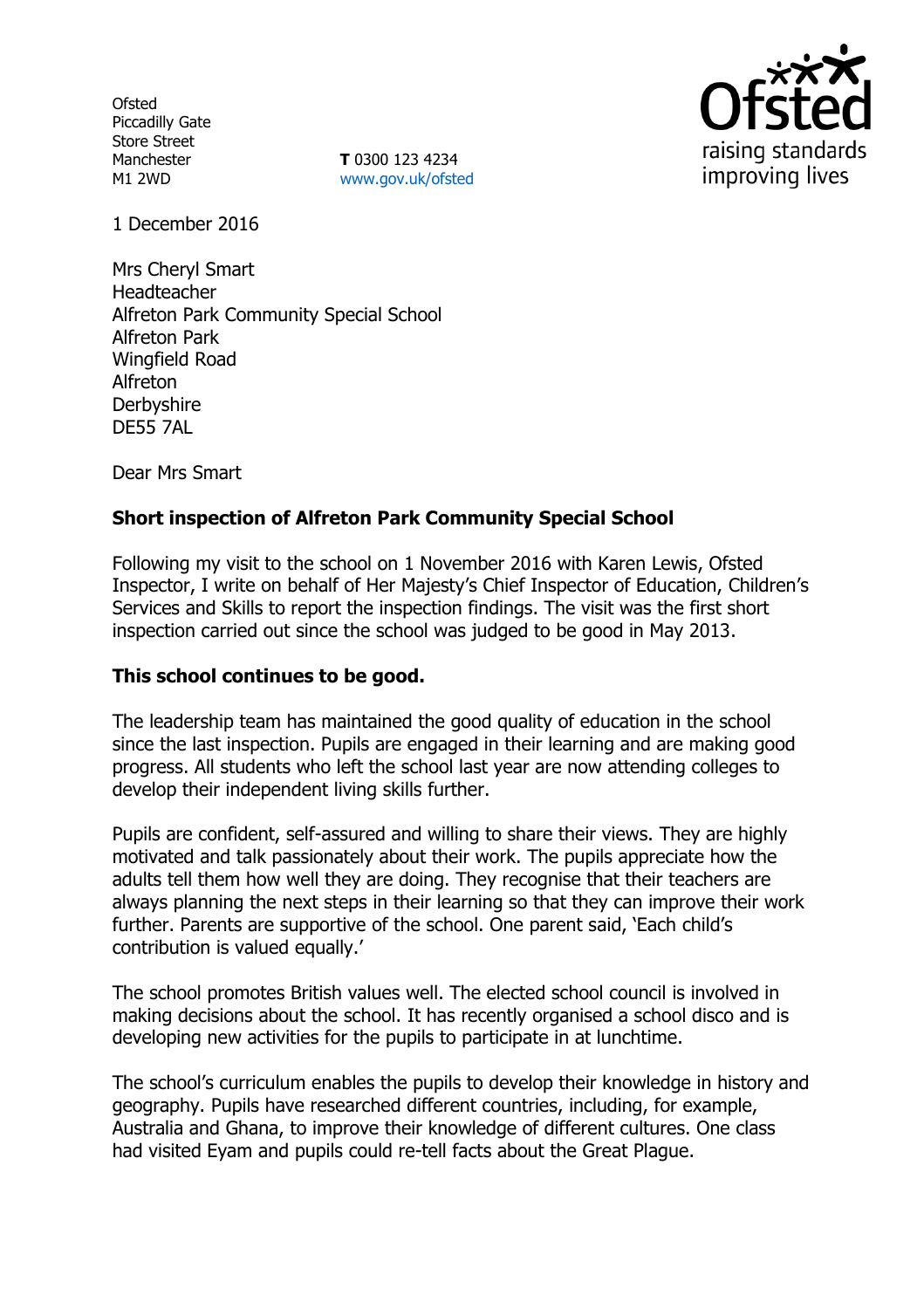Ofsted
Piccadilly Gate
Store Street
Manchester
M1 2WD

**T** 0300 123 4234
www.gov.uk/ofsted

1 December 2016

Mrs Cheryl Smart
Headteacher
Alfreton Park Community Special School
Alfreton Park
Wingfield Road
Alfreton
Derbyshire
DE55 7AL

Dear Mrs Smart

**Short inspection of Alfreton Park Community Special School**

Following my visit to the school on 1 November 2016 with Karen Lewis, Ofsted Inspector, I write on behalf of Her Majesty's Chief Inspector of Education, Children's Services and Skills to report the inspection findings. The visit was the first short inspection carried out since the school was judged to be good in May 2013.

**This school continues to be good.**

The leadership team has maintained the good quality of education in the school since the last inspection. Pupils are engaged in their learning and are making good progress. All students who left the school last year are now attending colleges to develop their independent living skills further.

Pupils are confident, self-assured and willing to share their views. They are highly motivated and talk passionately about their work. The pupils appreciate how the adults tell them how well they are doing. They recognise that their teachers are always planning the next steps in their learning so that they can improve their work further. Parents are supportive of the school. One parent said, 'Each child's contribution is valued equally.'

The school promotes British values well. The elected school council is involved in making decisions about the school. It has recently organised a school disco and is developing new activities for the pupils to participate in at lunchtime.

The school's curriculum enables the pupils to develop their knowledge in history and geography. Pupils have researched different countries, including, for example, Australia and Ghana, to improve their knowledge of different cultures. One class had visited Eyam and pupils could re-tell facts about the Great Plague.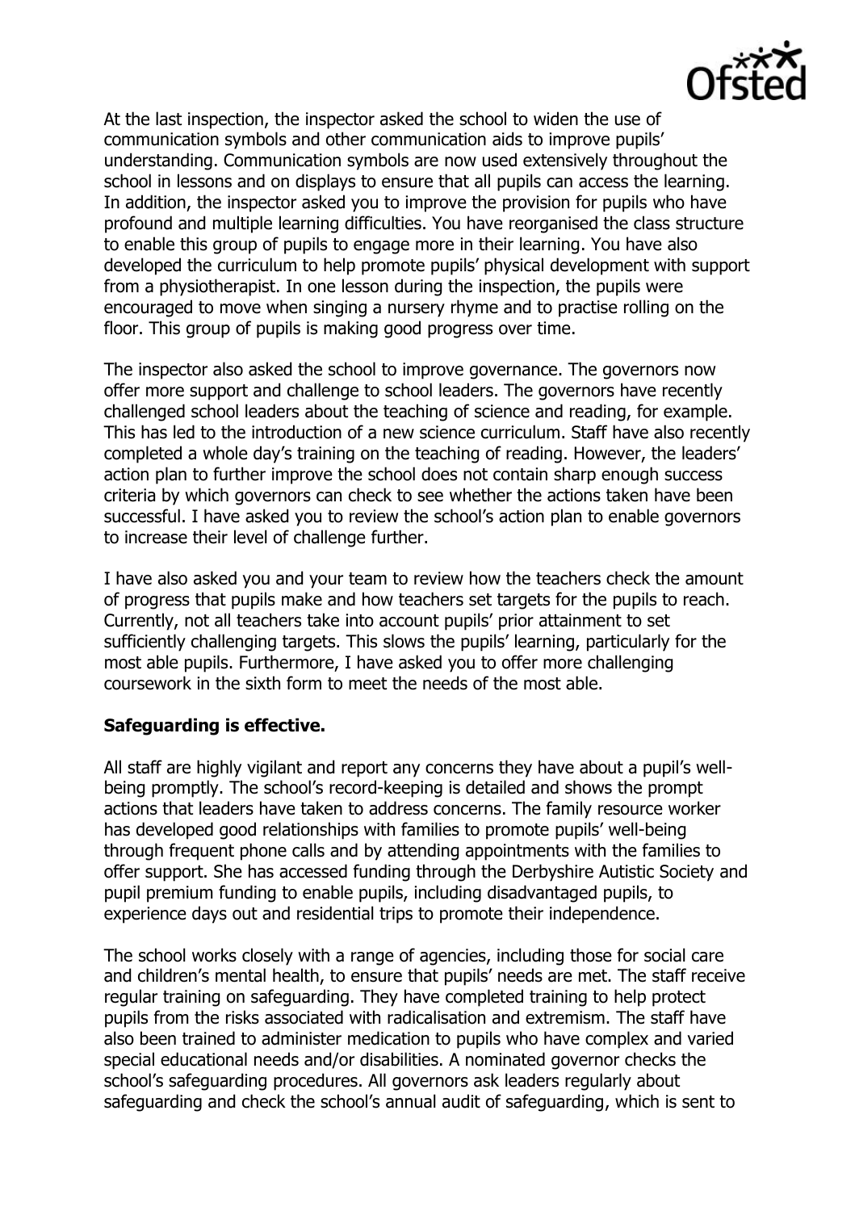At the last inspection, the inspector asked the school to widen the use of communication symbols and other communication aids to improve pupils' understanding. Communication symbols are now used extensively throughout the school in lessons and on displays to ensure that all pupils can access the learning. In addition, the inspector asked you to improve the provision for pupils who have profound and multiple learning difficulties. You have reorganised the class structure to enable this group of pupils to engage more in their learning. You have also developed the curriculum to help promote pupils' physical development with support from a physiotherapist. In one lesson during the inspection, the pupils were encouraged to move when singing a nursery rhyme and to practise rolling on the floor. This group of pupils is making good progress over time.

The inspector also asked the school to improve governance. The governors now offer more support and challenge to school leaders. The governors have recently challenged school leaders about the teaching of science and reading, for example. This has led to the introduction of a new science curriculum. Staff have also recently completed a whole day's training on the teaching of reading. However, the leaders' action plan to further improve the school does not contain sharp enough success criteria by which governors can check to see whether the actions taken have been successful. I have asked you to review the school's action plan to enable governors to increase their level of challenge further.

I have also asked you and your team to review how the teachers check the amount of progress that pupils make and how teachers set targets for the pupils to reach. Currently, not all teachers take into account pupils' prior attainment to set sufficiently challenging targets. This slows the pupils' learning, particularly for the most able pupils. Furthermore, I have asked you to offer more challenging coursework in the sixth form to meet the needs of the most able.

**Safeguarding is effective.**

All staff are highly vigilant and report any concerns they have about a pupil's well-being promptly. The school's record-keeping is detailed and shows the prompt actions that leaders have taken to address concerns. The family resource worker has developed good relationships with families to promote pupils' well-being through frequent phone calls and by attending appointments with the families to offer support. She has accessed funding through the Derbyshire Autistic Society and pupil premium funding to enable pupils, including disadvantaged pupils, to experience days out and residential trips to promote their independence.

The school works closely with a range of agencies, including those for social care and children's mental health, to ensure that pupils' needs are met. The staff receive regular training on safeguarding. They have completed training to help protect pupils from the risks associated with radicalisation and extremism. The staff have also been trained to administer medication to pupils who have complex and varied special educational needs and/or disabilities. A nominated governor checks the school's safeguarding procedures. All governors ask leaders regularly about safeguarding and check the school's annual audit of safeguarding, which is sent to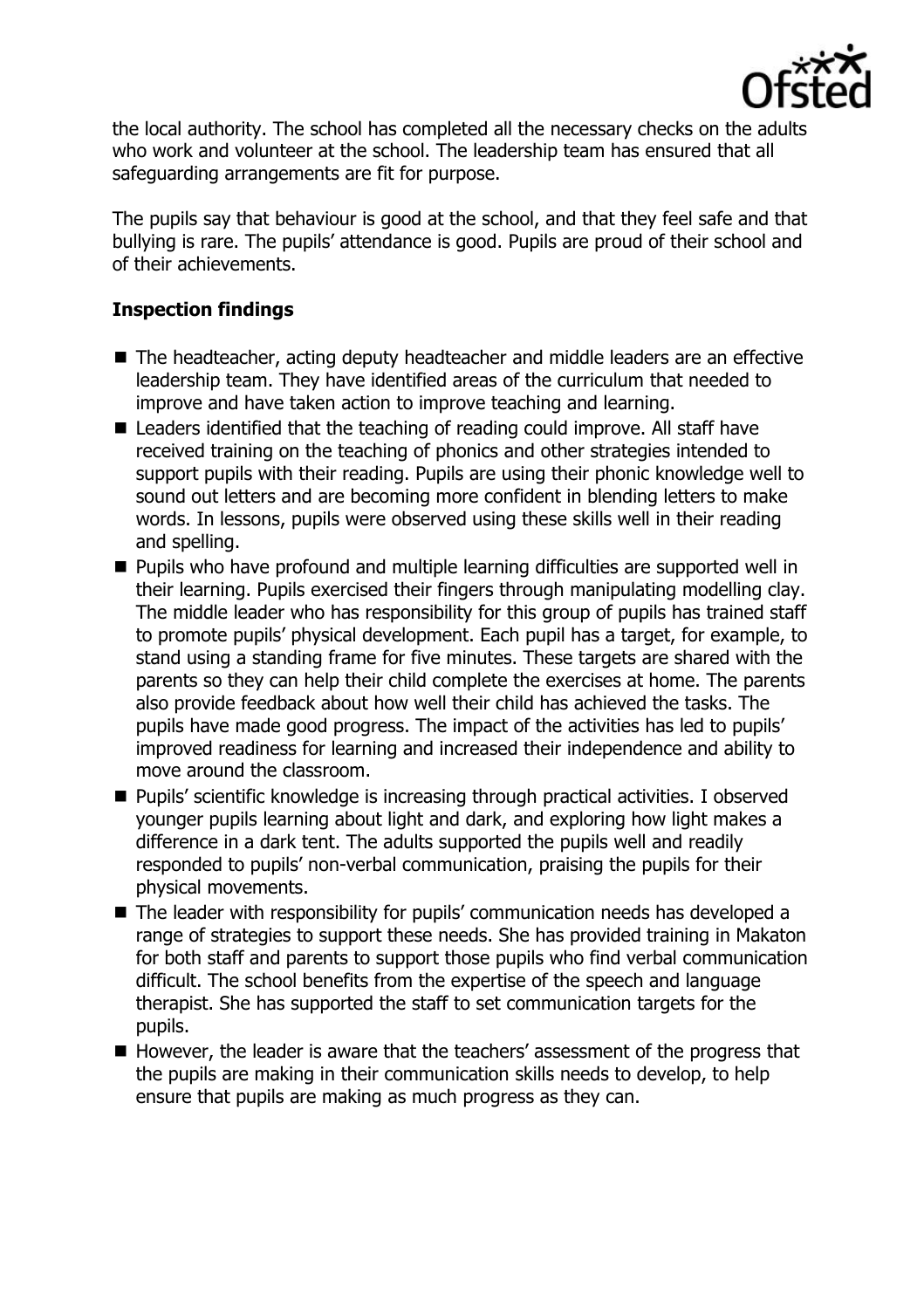the local authority. The school has completed all the necessary checks on the adults who work and volunteer at the school. The leadership team has ensured that all safeguarding arrangements are fit for purpose.

The pupils say that behaviour is good at the school, and that they feel safe and that bullying is rare. The pupils' attendance is good. Pupils are proud of their school and of their achievements.

## Inspection findings

- The headteacher, acting deputy headteacher and middle leaders are an effective leadership team. They have identified areas of the curriculum that needed to improve and have taken action to improve teaching and learning.
- Leaders identified that the teaching of reading could improve. All staff have received training on the teaching of phonics and other strategies intended to support pupils with their reading. Pupils are using their phonic knowledge well to sound out letters and are becoming more confident in blending letters to make words. In lessons, pupils were observed using these skills well in their reading and spelling.
- Pupils who have profound and multiple learning difficulties are supported well in their learning. Pupils exercised their fingers through manipulating modelling clay. The middle leader who has responsibility for this group of pupils has trained staff to promote pupils' physical development. Each pupil has a target, for example, to stand using a standing frame for five minutes. These targets are shared with the parents so they can help their child complete the exercises at home. The parents also provide feedback about how well their child has achieved the tasks. The pupils have made good progress. The impact of the activities has led to pupils' improved readiness for learning and increased their independence and ability to move around the classroom.
- Pupils' scientific knowledge is increasing through practical activities. I observed younger pupils learning about light and dark, and exploring how light makes a difference in a dark tent. The adults supported the pupils well and readily responded to pupils' non-verbal communication, praising the pupils for their physical movements.
- The leader with responsibility for pupils' communication needs has developed a range of strategies to support these needs. She has provided training in Makaton for both staff and parents to support those pupils who find verbal communication difficult. The school benefits from the expertise of the speech and language therapist. She has supported the staff to set communication targets for the pupils.
- However, the leader is aware that the teachers' assessment of the progress that the pupils are making in their communication skills needs to develop, to help ensure that pupils are making as much progress as they can.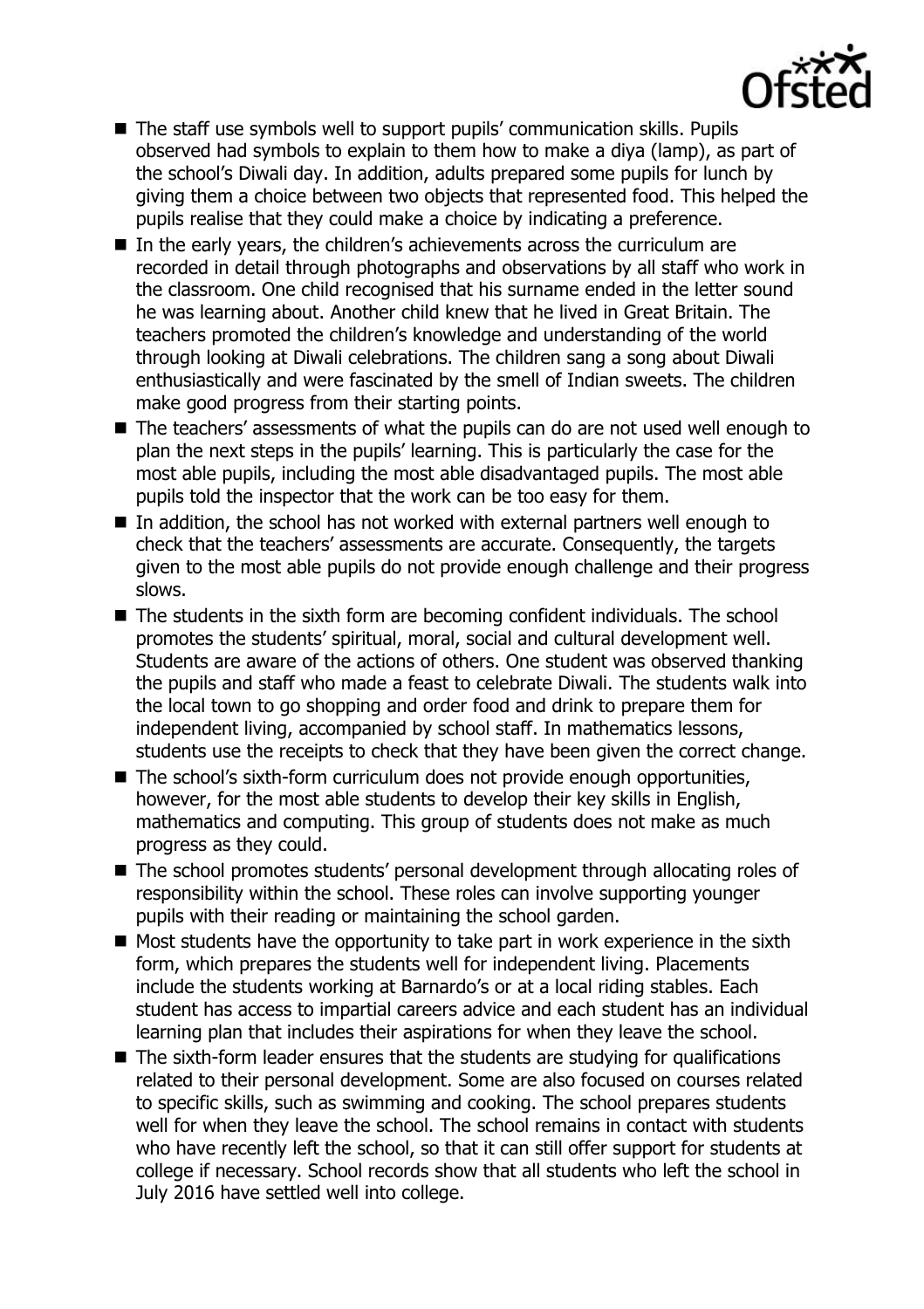- The staff use symbols well to support pupils' communication skills. Pupils observed had symbols to explain to them how to make a diya (lamp), as part of the school's Diwali day. In addition, adults prepared some pupils for lunch by giving them a choice between two objects that represented food. This helped the pupils realise that they could make a choice by indicating a preference.
- In the early years, the children's achievements across the curriculum are recorded in detail through photographs and observations by all staff who work in the classroom. One child recognised that his surname ended in the letter sound he was learning about. Another child knew that he lived in Great Britain. The teachers promoted the children's knowledge and understanding of the world through looking at Diwali celebrations. The children sang a song about Diwali enthusiastically and were fascinated by the smell of Indian sweets. The children make good progress from their starting points.
- The teachers' assessments of what the pupils can do are not used well enough to plan the next steps in the pupils' learning. This is particularly the case for the most able pupils, including the most able disadvantaged pupils. The most able pupils told the inspector that the work can be too easy for them.
- In addition, the school has not worked with external partners well enough to check that the teachers' assessments are accurate. Consequently, the targets given to the most able pupils do not provide enough challenge and their progress slows.
- The students in the sixth form are becoming confident individuals. The school promotes the students' spiritual, moral, social and cultural development well. Students are aware of the actions of others. One student was observed thanking the pupils and staff who made a feast to celebrate Diwali. The students walk into the local town to go shopping and order food and drink to prepare them for independent living, accompanied by school staff. In mathematics lessons, students use the receipts to check that they have been given the correct change.
- The school's sixth-form curriculum does not provide enough opportunities, however, for the most able students to develop their key skills in English, mathematics and computing. This group of students does not make as much progress as they could.
- The school promotes students' personal development through allocating roles of responsibility within the school. These roles can involve supporting younger pupils with their reading or maintaining the school garden.
- Most students have the opportunity to take part in work experience in the sixth form, which prepares the students well for independent living. Placements include the students working at Barnardo's or at a local riding stables. Each student has access to impartial careers advice and each student has an individual learning plan that includes their aspirations for when they leave the school.
- The sixth-form leader ensures that the students are studying for qualifications related to their personal development. Some are also focused on courses related to specific skills, such as swimming and cooking. The school prepares students well for when they leave the school. The school remains in contact with students who have recently left the school, so that it can still offer support for students at college if necessary. School records show that all students who left the school in July 2016 have settled well into college.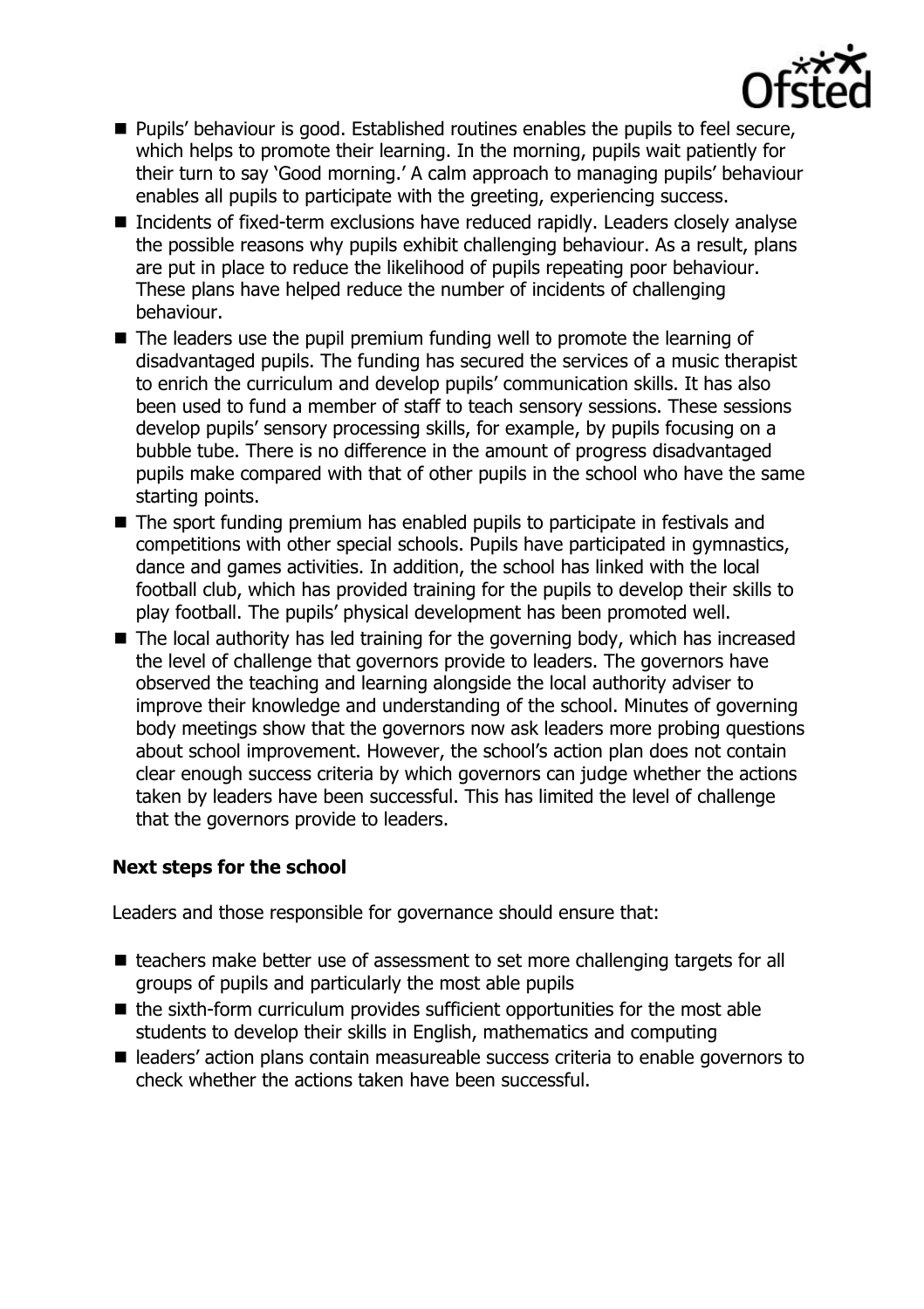- Pupils' behaviour is good. Established routines enables the pupils to feel secure, which helps to promote their learning. In the morning, pupils wait patiently for their turn to say 'Good morning.' A calm approach to managing pupils' behaviour enables all pupils to participate with the greeting, experiencing success.
- Incidents of fixed-term exclusions have reduced rapidly. Leaders closely analyse the possible reasons why pupils exhibit challenging behaviour. As a result, plans are put in place to reduce the likelihood of pupils repeating poor behaviour. These plans have helped reduce the number of incidents of challenging behaviour.
- The leaders use the pupil premium funding well to promote the learning of disadvantaged pupils. The funding has secured the services of a music therapist to enrich the curriculum and develop pupils' communication skills. It has also been used to fund a member of staff to teach sensory sessions. These sessions develop pupils' sensory processing skills, for example, by pupils focusing on a bubble tube. There is no difference in the amount of progress disadvantaged pupils make compared with that of other pupils in the school who have the same starting points.
- The sport funding premium has enabled pupils to participate in festivals and competitions with other special schools. Pupils have participated in gymnastics, dance and games activities. In addition, the school has linked with the local football club, which has provided training for the pupils to develop their skills to play football. The pupils' physical development has been promoted well.
- The local authority has led training for the governing body, which has increased the level of challenge that governors provide to leaders. The governors have observed the teaching and learning alongside the local authority adviser to improve their knowledge and understanding of the school. Minutes of governing body meetings show that the governors now ask leaders more probing questions about school improvement. However, the school's action plan does not contain clear enough success criteria by which governors can judge whether the actions taken by leaders have been successful. This has limited the level of challenge that the governors provide to leaders.

### Next steps for the school

Leaders and those responsible for governance should ensure that:

- teachers make better use of assessment to set more challenging targets for all groups of pupils and particularly the most able pupils
- the sixth-form curriculum provides sufficient opportunities for the most able students to develop their skills in English, mathematics and computing
- leaders' action plans contain measureable success criteria to enable governors to check whether the actions taken have been successful.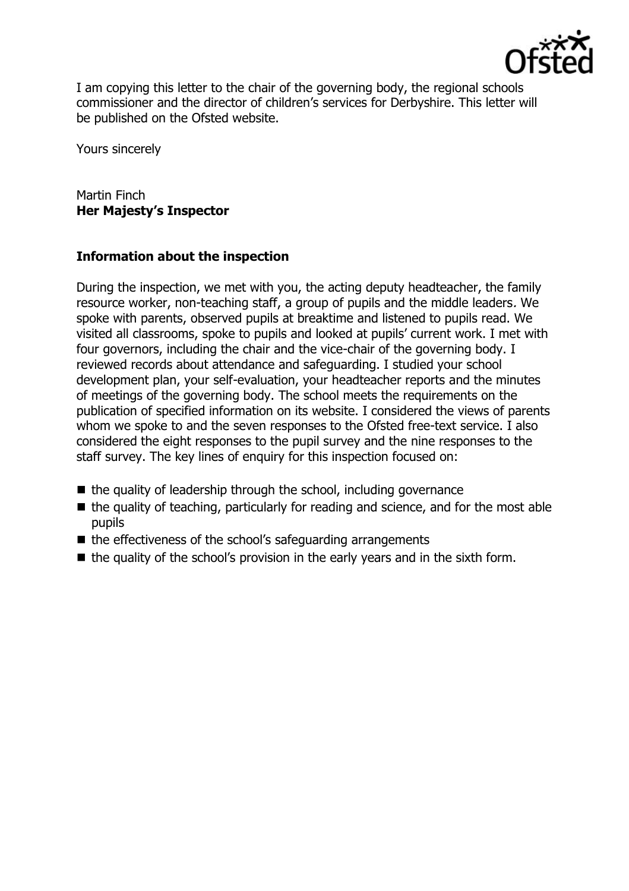I am copying this letter to the chair of the governing body, the regional schools commissioner and the director of children's services for Derbyshire. This letter will be published on the Ofsted website.

Yours sincerely

Martin Finch
**Her Majesty's Inspector**

### Information about the inspection

During the inspection, we met with you, the acting deputy headteacher, the family resource worker, non-teaching staff, a group of pupils and the middle leaders. We spoke with parents, observed pupils at breaktime and listened to pupils read. We visited all classrooms, spoke to pupils and looked at pupils' current work. I met with four governors, including the chair and the vice-chair of the governing body. I reviewed records about attendance and safeguarding. I studied your school development plan, your self-evaluation, your headteacher reports and the minutes of meetings of the governing body. The school meets the requirements on the publication of specified information on its website. I considered the views of parents whom we spoke to and the seven responses to the Ofsted free-text service. I also considered the eight responses to the pupil survey and the nine responses to the staff survey. The key lines of enquiry for this inspection focused on:

- the quality of leadership through the school, including governance
- the quality of teaching, particularly for reading and science, and for the most able pupils
- the effectiveness of the school's safeguarding arrangements
- the quality of the school's provision in the early years and in the sixth form.